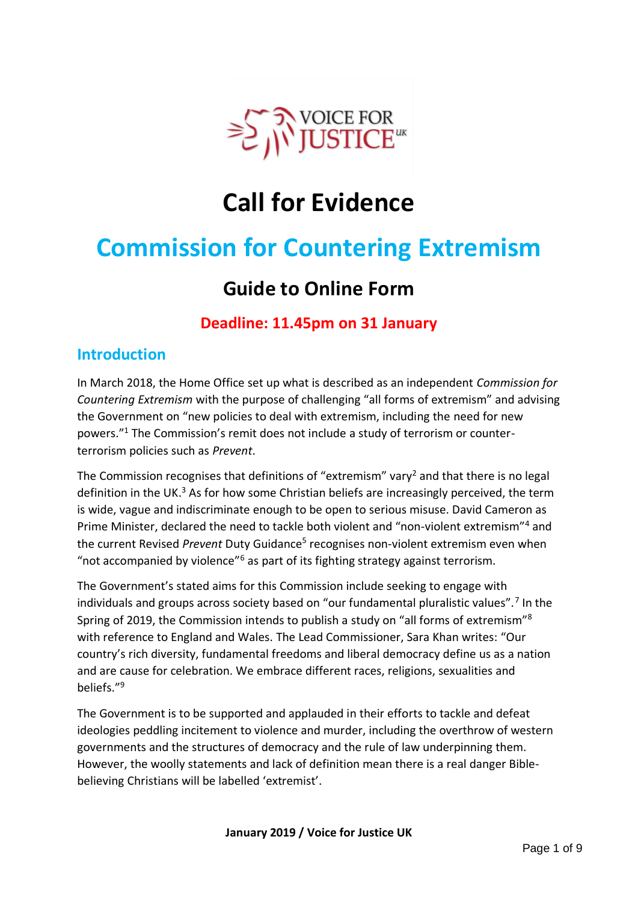VOICE FOR JUSTICE UK

# Call for Evidence

# Commission for Countering Extremism

## Guide to Online Form

### Deadline: 11.45pm on 31 January

## Introduction

In March 2018, the Home Office set up what is described as an independent *Commission for Countering Extremism* with the purpose of challenging "all forms of extremism" and advising the Government on "new policies to deal with extremism, including the need for new powers."[1] The Commission's remit does not include a study of terrorism or counter-terrorism policies such as *Prevent*.

The Commission recognises that definitions of "extremism" vary[2] and that there is no legal definition in the UK.[3] As for how some Christian beliefs are increasingly perceived, the term is wide, vague and indiscriminate enough to be open to serious misuse. David Cameron as Prime Minister, declared the need to tackle both violent and "non-violent extremism"[4] and the current Revised *Prevent* Duty Guidance[5] recognises non-violent extremism even when "not accompanied by violence"[6] as part of its fighting strategy against terrorism.

The Government's stated aims for this Commission include seeking to engage with individuals and groups across society based on "our fundamental pluralistic values".[7] In the Spring of 2019, the Commission intends to publish a study on "all forms of extremism"[8] with reference to England and Wales. The Lead Commissioner, Sara Khan writes: "Our country's rich diversity, fundamental freedoms and liberal democracy define us as a nation and are cause for celebration. We embrace different races, religions, sexualities and beliefs."[9]

The Government is to be supported and applauded in their efforts to tackle and defeat ideologies peddling incitement to violence and murder, including the overthrow of western governments and the structures of democracy and the rule of law underpinning them. However, the woolly statements and lack of definition mean there is a real danger Bible-believing Christians will be labelled 'extremist'.

**January 2019 / Voice for Justice UK**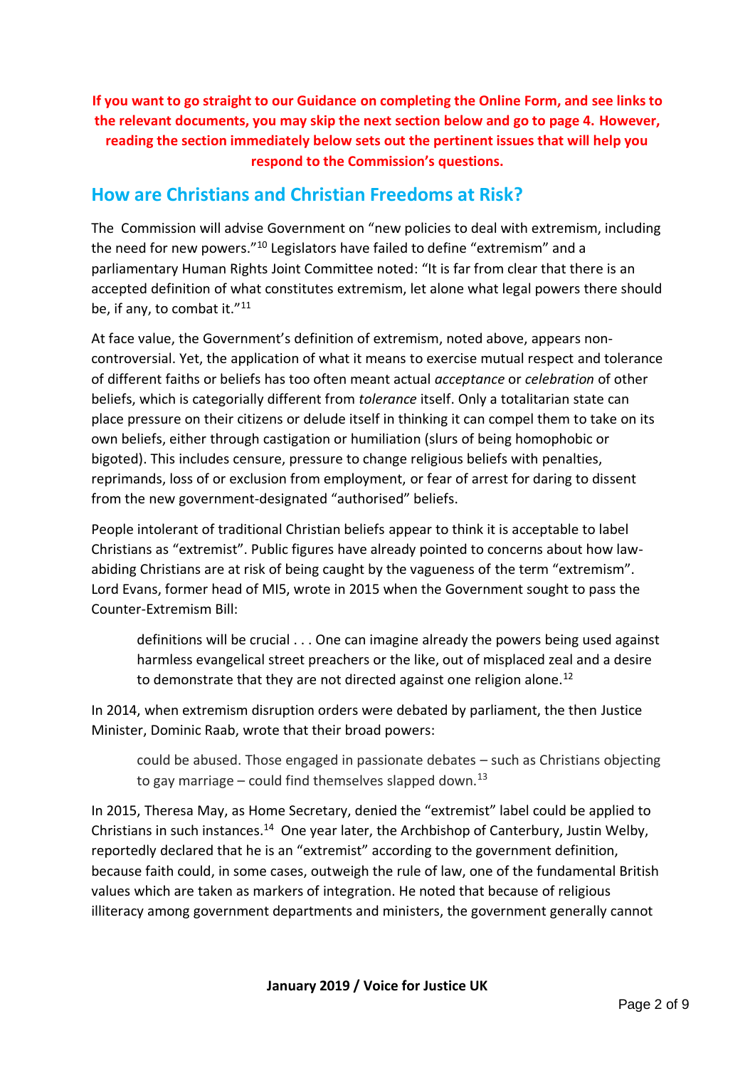**If you want to go straight to our Guidance on completing the Online Form, and see links to the relevant documents, you may skip the next section below and go to page 4. However, reading the section immediately below sets out the pertinent issues that will help you respond to the Commission's questions.**

## How are Christians and Christian Freedoms at Risk?

The Commission will advise Government on "new policies to deal with extremism, including the need for new powers."[10] Legislators have failed to define "extremism" and a parliamentary Human Rights Joint Committee noted: "It is far from clear that there is an accepted definition of what constitutes extremism, let alone what legal powers there should be, if any, to combat it."[11]

At face value, the Government's definition of extremism, noted above, appears non-controversial. Yet, the application of what it means to exercise mutual respect and tolerance of different faiths or beliefs has too often meant actual *acceptance* or *celebration* of other beliefs, which is categorially different from *tolerance* itself. Only a totalitarian state can place pressure on their citizens or delude itself in thinking it can compel them to take on its own beliefs, either through castigation or humiliation (slurs of being homophobic or bigoted). This includes censure, pressure to change religious beliefs with penalties, reprimands, loss of or exclusion from employment, or fear of arrest for daring to dissent from the new government-designated "authorised" beliefs.

People intolerant of traditional Christian beliefs appear to think it is acceptable to label Christians as "extremist". Public figures have already pointed to concerns about how law-abiding Christians are at risk of being caught by the vagueness of the term "extremism". Lord Evans, former head of MI5, wrote in 2015 when the Government sought to pass the Counter-Extremism Bill:

> definitions will be crucial . . . One can imagine already the powers being used against harmless evangelical street preachers or the like, out of misplaced zeal and a desire to demonstrate that they are not directed against one religion alone.[12]

In 2014, when extremism disruption orders were debated by parliament, the then Justice Minister, Dominic Raab, wrote that their broad powers:

> could be abused. Those engaged in passionate debates – such as Christians objecting to gay marriage – could find themselves slapped down.[13]

In 2015, Theresa May, as Home Secretary, denied the "extremist" label could be applied to Christians in such instances.[14] One year later, the Archbishop of Canterbury, Justin Welby, reportedly declared that he is an "extremist" according to the government definition, because faith could, in some cases, outweigh the rule of law, one of the fundamental British values which are taken as markers of integration. He noted that because of religious illiteracy among government departments and ministers, the government generally cannot

**January 2019 / Voice for Justice UK**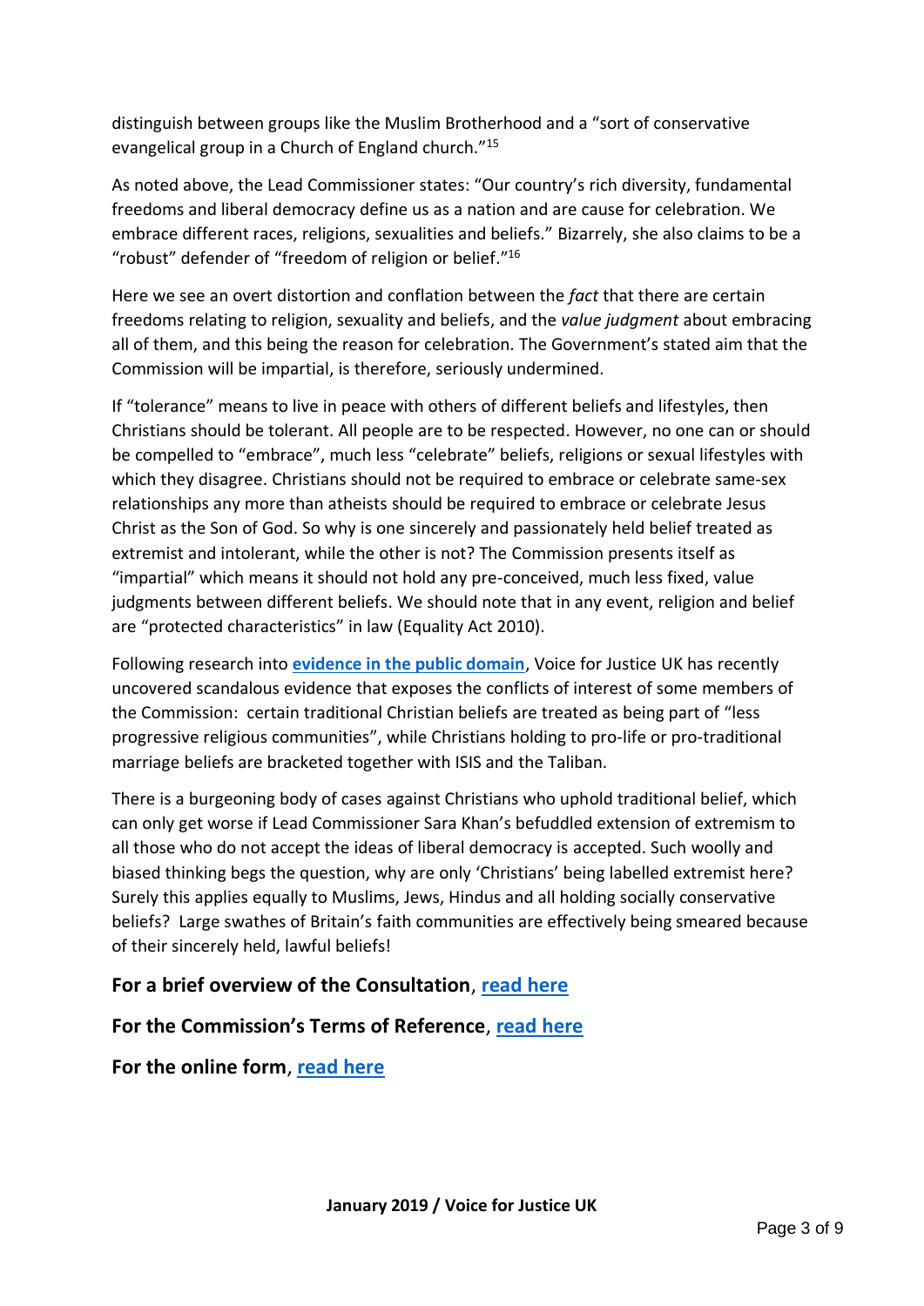distinguish between groups like the Muslim Brotherhood and a "sort of conservative evangelical group in a Church of England church."[15]

As noted above, the Lead Commissioner states: "Our country's rich diversity, fundamental freedoms and liberal democracy define us as a nation and are cause for celebration. We embrace different races, religions, sexualities and beliefs." Bizarrely, she also claims to be a "robust" defender of "freedom of religion or belief."[16]

Here we see an overt distortion and conflation between the *fact* that there are certain freedoms relating to religion, sexuality and beliefs, and the *value judgment* about embracing all of them, and this being the reason for celebration. The Government's stated aim that the Commission will be impartial, is therefore, seriously undermined.

If "tolerance" means to live in peace with others of different beliefs and lifestyles, then Christians should be tolerant. All people are to be respected. However, no one can or should be compelled to "embrace", much less "celebrate" beliefs, religions or sexual lifestyles with which they disagree. Christians should not be required to embrace or celebrate same-sex relationships any more than atheists should be required to embrace or celebrate Jesus Christ as the Son of God. So why is one sincerely and passionately held belief treated as extremist and intolerant, while the other is not? The Commission presents itself as "impartial" which means it should not hold any pre-conceived, much less fixed, value judgments between different beliefs. We should note that in any event, religion and belief are "protected characteristics" in law (Equality Act 2010).

Following research into **evidence in the public domain**, Voice for Justice UK has recently uncovered scandalous evidence that exposes the conflicts of interest of some members of the Commission: certain traditional Christian beliefs are treated as being part of "less progressive religious communities", while Christians holding to pro-life or pro-traditional marriage beliefs are bracketed together with ISIS and the Taliban.

There is a burgeoning body of cases against Christians who uphold traditional belief, which can only get worse if Lead Commissioner Sara Khan's befuddled extension of extremism to all those who do not accept the ideas of liberal democracy is accepted. Such woolly and biased thinking begs the question, why are only 'Christians' being labelled extremist here? Surely this applies equally to Muslims, Jews, Hindus and all holding socially conservative beliefs? Large swathes of Britain's faith communities are effectively being smeared because of their sincerely held, lawful beliefs!

**For a brief overview of the Consultation**, **read here**

**For the Commission's Terms of Reference**, **read here**

**For the online form**, **read here**

**January 2019 / Voice for Justice UK**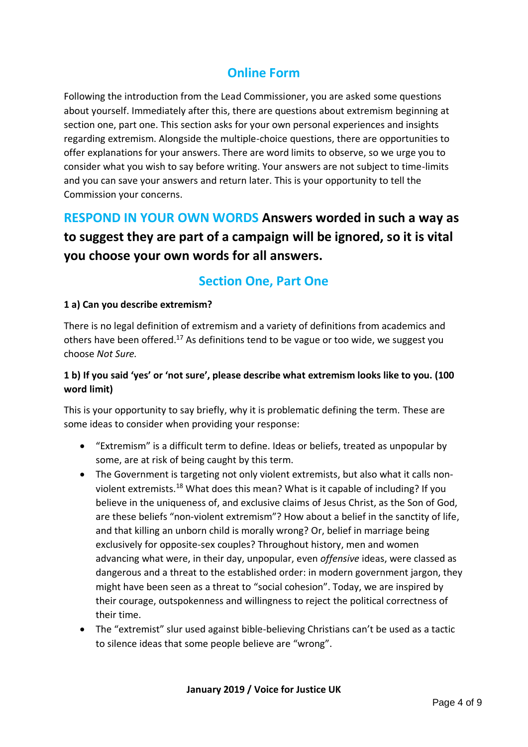## Online Form

Following the introduction from the Lead Commissioner, you are asked some questions about yourself. Immediately after this, there are questions about extremism beginning at section one, part one. This section asks for your own personal experiences and insights regarding extremism. Alongside the multiple-choice questions, there are opportunities to offer explanations for your answers. There are word limits to observe, so we urge you to consider what you wish to say before writing. Your answers are not subject to time-limits and you can save your answers and return later. This is your opportunity to tell the Commission your concerns.

### RESPOND IN YOUR OWN WORDS Answers worded in such a way as to suggest they are part of a campaign will be ignored, so it is vital you choose your own words for all answers.

## Section One, Part One

**1 a) Can you describe extremism?**

There is no legal definition of extremism and a variety of definitions from academics and others have been offered.[17] As definitions tend to be vague or too wide, we suggest you choose *Not Sure.*

**1 b) If you said 'yes' or 'not sure', please describe what extremism looks like to you. (100 word limit)**

This is your opportunity to say briefly, why it is problematic defining the term. These are some ideas to consider when providing your response:

- "Extremism" is a difficult term to define. Ideas or beliefs, treated as unpopular by some, are at risk of being caught by this term.
- The Government is targeting not only violent extremists, but also what it calls non-violent extremists.[18] What does this mean? What is it capable of including? If you believe in the uniqueness of, and exclusive claims of Jesus Christ, as the Son of God, are these beliefs "non-violent extremism"? How about a belief in the sanctity of life, and that killing an unborn child is morally wrong? Or, belief in marriage being exclusively for opposite-sex couples? Throughout history, men and women advancing what were, in their day, unpopular, even *offensive* ideas, were classed as dangerous and a threat to the established order: in modern government jargon, they might have been seen as a threat to "social cohesion". Today, we are inspired by their courage, outspokenness and willingness to reject the political correctness of their time.
- The "extremist" slur used against bible-believing Christians can't be used as a tactic to silence ideas that some people believe are "wrong".

**January 2019 / Voice for Justice UK**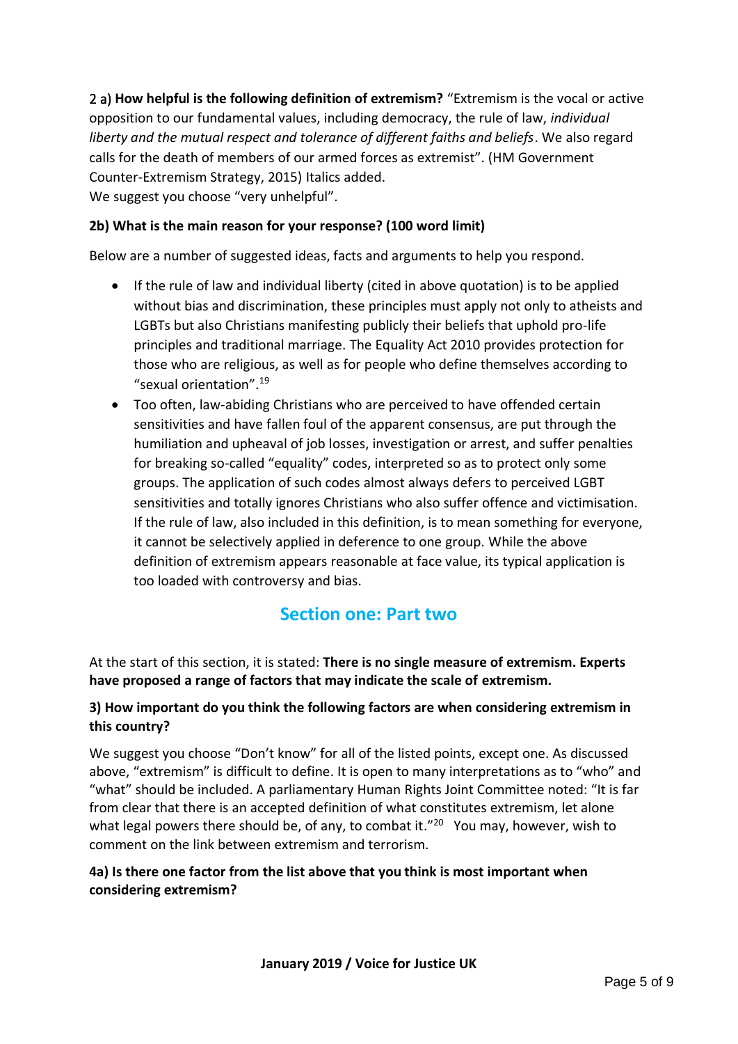2 a) **How helpful is the following definition of extremism?** "Extremism is the vocal or active opposition to our fundamental values, including democracy, the rule of law, *individual liberty and the mutual respect and tolerance of different faiths and beliefs*. We also regard calls for the death of members of our armed forces as extremist". (HM Government Counter-Extremism Strategy, 2015) Italics added.
We suggest you choose "very unhelpful".

**2b) What is the main reason for your response? (100 word limit)**

Below are a number of suggested ideas, facts and arguments to help you respond.

- If the rule of law and individual liberty (cited in above quotation) is to be applied without bias and discrimination, these principles must apply not only to atheists and LGBTs but also Christians manifesting publicly their beliefs that uphold pro-life principles and traditional marriage. The Equality Act 2010 provides protection for those who are religious, as well as for people who define themselves according to "sexual orientation".[19]
- Too often, law-abiding Christians who are perceived to have offended certain sensitivities and have fallen foul of the apparent consensus, are put through the humiliation and upheaval of job losses, investigation or arrest, and suffer penalties for breaking so-called "equality" codes, interpreted so as to protect only some groups. The application of such codes almost always defers to perceived LGBT sensitivities and totally ignores Christians who also suffer offence and victimisation. If the rule of law, also included in this definition, is to mean something for everyone, it cannot be selectively applied in deference to one group. While the above definition of extremism appears reasonable at face value, its typical application is too loaded with controversy and bias.

## Section one: Part two

At the start of this section, it is stated: **There is no single measure of extremism. Experts have proposed a range of factors that may indicate the scale of extremism.**

**3) How important do you think the following factors are when considering extremism in this country?**

We suggest you choose "Don't know" for all of the listed points, except one. As discussed above, "extremism" is difficult to define. It is open to many interpretations as to "who" and "what" should be included. A parliamentary Human Rights Joint Committee noted: "It is far from clear that there is an accepted definition of what constitutes extremism, let alone what legal powers there should be, of any, to combat it."[20] You may, however, wish to comment on the link between extremism and terrorism.

**4a) Is there one factor from the list above that you think is most important when considering extremism?**

**January 2019 / Voice for Justice UK**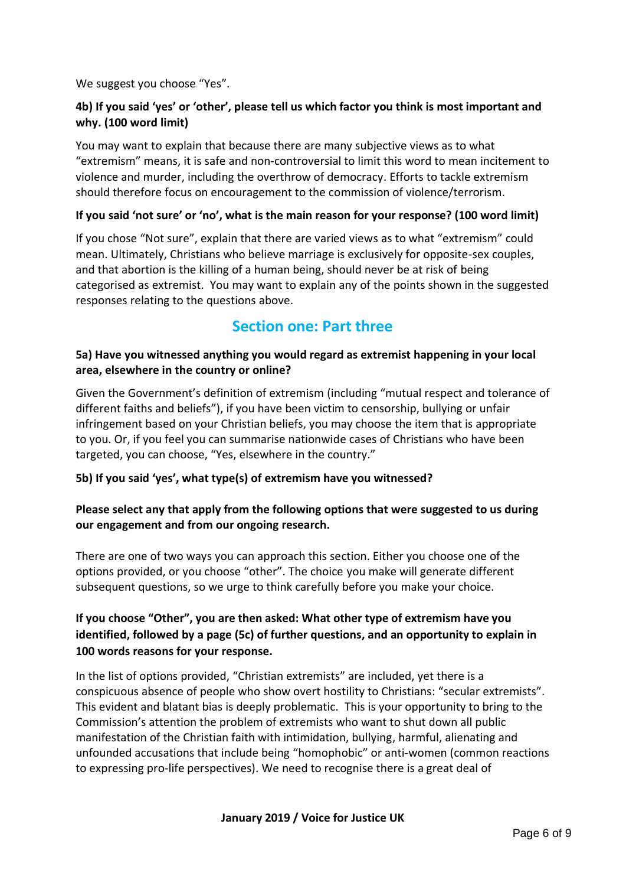We suggest you choose "Yes".

**4b) If you said 'yes' or 'other', please tell us which factor you think is most important and why. (100 word limit)**

You may want to explain that because there are many subjective views as to what "extremism" means, it is safe and non-controversial to limit this word to mean incitement to violence and murder, including the overthrow of democracy. Efforts to tackle extremism should therefore focus on encouragement to the commission of violence/terrorism.

**If you said 'not sure' or 'no', what is the main reason for your response? (100 word limit)**

If you chose "Not sure", explain that there are varied views as to what "extremism" could mean. Ultimately, Christians who believe marriage is exclusively for opposite-sex couples, and that abortion is the killing of a human being, should never be at risk of being categorised as extremist. You may want to explain any of the points shown in the suggested responses relating to the questions above.

## Section one: Part three

**5a) Have you witnessed anything you would regard as extremist happening in your local area, elsewhere in the country or online?**

Given the Government's definition of extremism (including "mutual respect and tolerance of different faiths and beliefs"), if you have been victim to censorship, bullying or unfair infringement based on your Christian beliefs, you may choose the item that is appropriate to you. Or, if you feel you can summarise nationwide cases of Christians who have been targeted, you can choose, "Yes, elsewhere in the country."

**5b) If you said 'yes', what type(s) of extremism have you witnessed?**

**Please select any that apply from the following options that were suggested to us during our engagement and from our ongoing research.**

There are one of two ways you can approach this section. Either you choose one of the options provided, or you choose "other". The choice you make will generate different subsequent questions, so we urge to think carefully before you make your choice.

**If you choose "Other", you are then asked: What other type of extremism have you identified, followed by a page (5c) of further questions, and an opportunity to explain in 100 words reasons for your response.**

In the list of options provided, "Christian extremists" are included, yet there is a conspicuous absence of people who show overt hostility to Christians: "secular extremists". This evident and blatant bias is deeply problematic. This is your opportunity to bring to the Commission's attention the problem of extremists who want to shut down all public manifestation of the Christian faith with intimidation, bullying, harmful, alienating and unfounded accusations that include being "homophobic" or anti-women (common reactions to expressing pro-life perspectives). We need to recognise there is a great deal of

**January 2019 / Voice for Justice UK**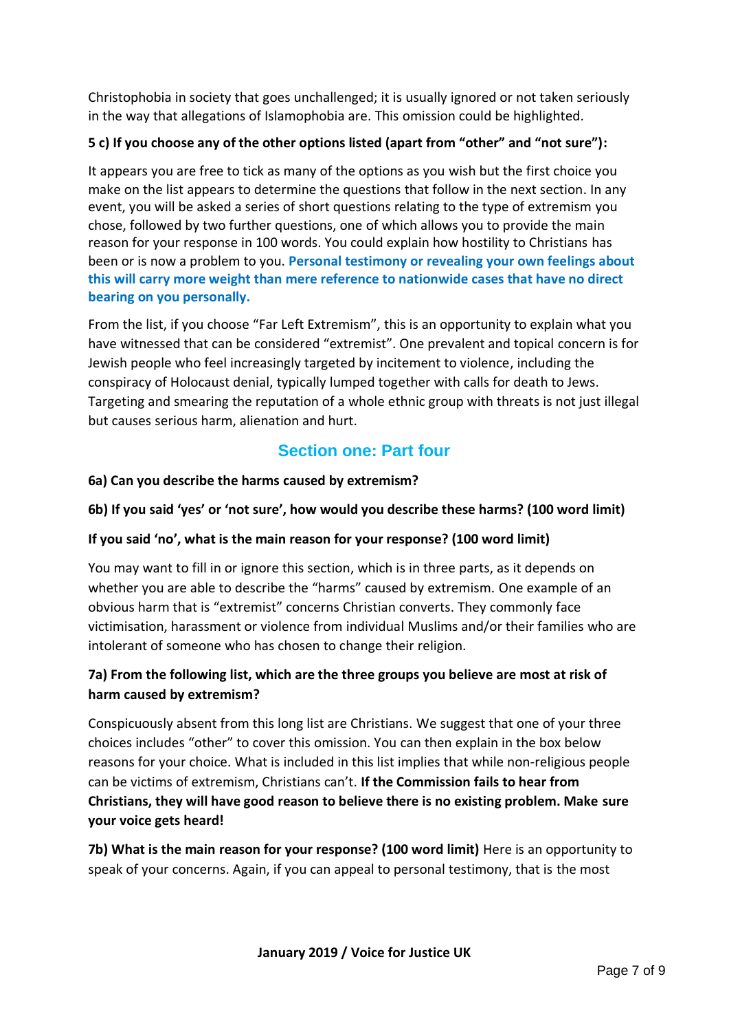Christophobia in society that goes unchallenged; it is usually ignored or not taken seriously in the way that allegations of Islamophobia are. This omission could be highlighted.

**5 c) If you choose any of the other options listed (apart from "other" and "not sure"):**

It appears you are free to tick as many of the options as you wish but the first choice you make on the list appears to determine the questions that follow in the next section. In any event, you will be asked a series of short questions relating to the type of extremism you chose, followed by two further questions, one of which allows you to provide the main reason for your response in 100 words. You could explain how hostility to Christians has been or is now a problem to you. **Personal testimony or revealing your own feelings about this will carry more weight than mere reference to nationwide cases that have no direct bearing on you personally.**

From the list, if you choose "Far Left Extremism", this is an opportunity to explain what you have witnessed that can be considered "extremist". One prevalent and topical concern is for Jewish people who feel increasingly targeted by incitement to violence, including the conspiracy of Holocaust denial, typically lumped together with calls for death to Jews. Targeting and smearing the reputation of a whole ethnic group with threats is not just illegal but causes serious harm, alienation and hurt.

## Section one: Part four

**6a) Can you describe the harms caused by extremism?**

**6b) If you said 'yes' or 'not sure', how would you describe these harms? (100 word limit)**

**If you said 'no', what is the main reason for your response? (100 word limit)**

You may want to fill in or ignore this section, which is in three parts, as it depends on whether you are able to describe the "harms" caused by extremism. One example of an obvious harm that is "extremist" concerns Christian converts. They commonly face victimisation, harassment or violence from individual Muslims and/or their families who are intolerant of someone who has chosen to change their religion.

**7a) From the following list, which are the three groups you believe are most at risk of harm caused by extremism?**

Conspicuously absent from this long list are Christians. We suggest that one of your three choices includes "other" to cover this omission. You can then explain in the box below reasons for your choice. What is included in this list implies that while non-religious people can be victims of extremism, Christians can't. **If the Commission fails to hear from Christians, they will have good reason to believe there is no existing problem. Make sure your voice gets heard!**

**7b) What is the main reason for your response? (100 word limit)** Here is an opportunity to speak of your concerns. Again, if you can appeal to personal testimony, that is the most

**January 2019 / Voice for Justice UK**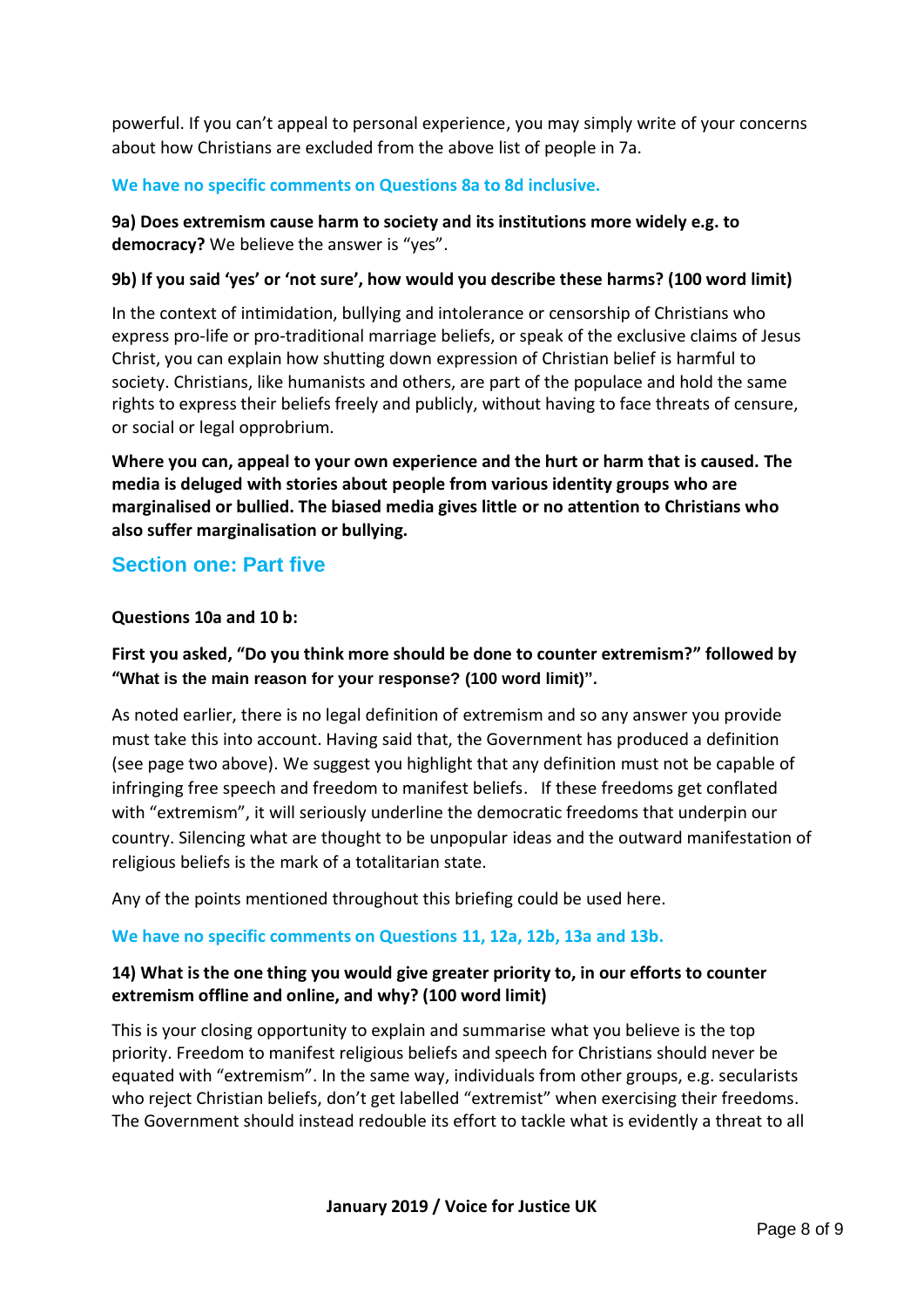powerful. If you can't appeal to personal experience, you may simply write of your concerns about how Christians are excluded from the above list of people in 7a.

**We have no specific comments on Questions 8a to 8d inclusive.**

**9a) Does extremism cause harm to society and its institutions more widely e.g. to democracy?** We believe the answer is "yes".

**9b) If you said 'yes' or 'not sure', how would you describe these harms? (100 word limit)**

In the context of intimidation, bullying and intolerance or censorship of Christians who express pro-life or pro-traditional marriage beliefs, or speak of the exclusive claims of Jesus Christ, you can explain how shutting down expression of Christian belief is harmful to society. Christians, like humanists and others, are part of the populace and hold the same rights to express their beliefs freely and publicly, without having to face threats of censure, or social or legal opprobrium.

**Where you can, appeal to your own experience and the hurt or harm that is caused. The media is deluged with stories about people from various identity groups who are marginalised or bullied. The biased media gives little or no attention to Christians who also suffer marginalisation or bullying.**

## Section one: Part five

**Questions 10a and 10 b:**

**First you asked, "Do you think more should be done to counter extremism?" followed by "What is the main reason for your response? (100 word limit)".**

As noted earlier, there is no legal definition of extremism and so any answer you provide must take this into account. Having said that, the Government has produced a definition (see page two above). We suggest you highlight that any definition must not be capable of infringing free speech and freedom to manifest beliefs. If these freedoms get conflated with "extremism", it will seriously underline the democratic freedoms that underpin our country. Silencing what are thought to be unpopular ideas and the outward manifestation of religious beliefs is the mark of a totalitarian state.

Any of the points mentioned throughout this briefing could be used here.

**We have no specific comments on Questions 11, 12a, 12b, 13a and 13b.**

**14) What is the one thing you would give greater priority to, in our efforts to counter extremism offline and online, and why? (100 word limit)**

This is your closing opportunity to explain and summarise what you believe is the top priority. Freedom to manifest religious beliefs and speech for Christians should never be equated with "extremism". In the same way, individuals from other groups, e.g. secularists who reject Christian beliefs, don't get labelled "extremist" when exercising their freedoms. The Government should instead redouble its effort to tackle what is evidently a threat to all

**January 2019 / Voice for Justice UK**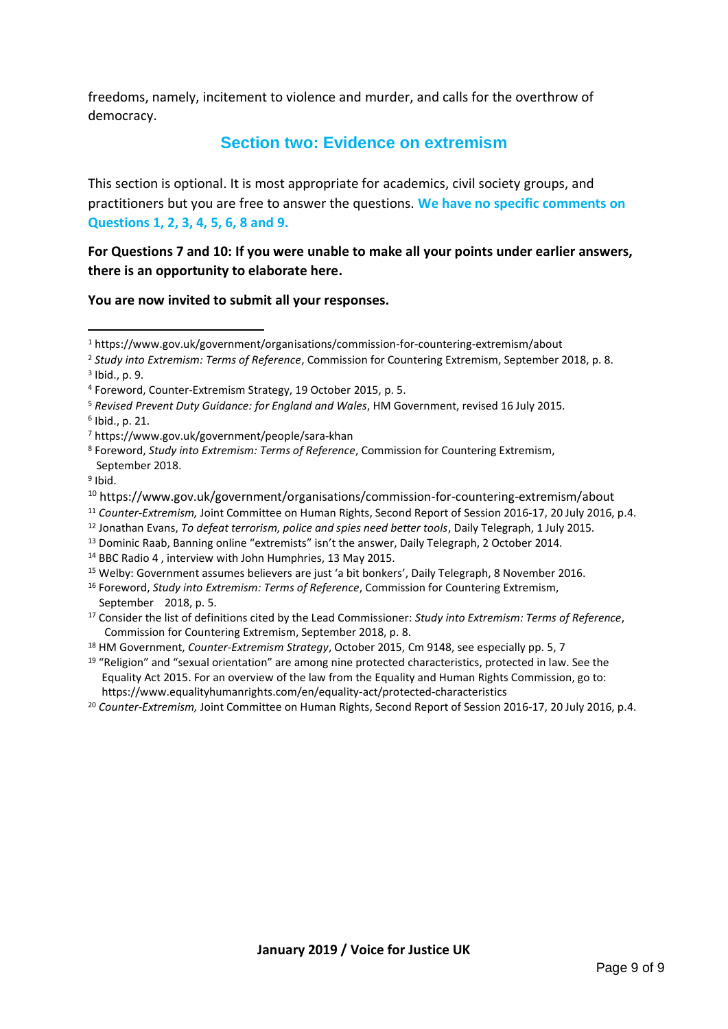freedoms, namely, incitement to violence and murder, and calls for the overthrow of democracy.

## Section two: Evidence on extremism

This section is optional. It is most appropriate for academics, civil society groups, and practitioners but you are free to answer the questions. **We have no specific comments on Questions 1, 2, 3, 4, 5, 6, 8 and 9.**

**For Questions 7 and 10: If you were unable to make all your points under earlier answers, there is an opportunity to elaborate here.**

**You are now invited to submit all your responses.**

---

[1] https://www.gov.uk/government/organisations/commission-for-countering-extremism/about
[2] *Study into Extremism: Terms of Reference*, Commission for Countering Extremism, September 2018, p. 8.
[3] Ibid., p. 9.
[4] Foreword, Counter-Extremism Strategy, 19 October 2015, p. 5.
[5] *Revised Prevent Duty Guidance: for England and Wales*, HM Government, revised 16 July 2015.
[6] Ibid., p. 21.
[7] https://www.gov.uk/government/people/sara-khan
[8] Foreword, *Study into Extremism: Terms of Reference*, Commission for Countering Extremism, September 2018.
[9] Ibid.
[10] https://www.gov.uk/government/organisations/commission-for-countering-extremism/about
[11] *Counter-Extremism,* Joint Committee on Human Rights, Second Report of Session 2016-17, 20 July 2016, p.4.
[12] Jonathan Evans, *To defeat terrorism, police and spies need better tools*, Daily Telegraph, 1 July 2015.
[13] Dominic Raab, Banning online "extremists" isn't the answer, Daily Telegraph, 2 October 2014.
[14] BBC Radio 4 , interview with John Humphries, 13 May 2015.
[15] Welby: Government assumes believers are just 'a bit bonkers', Daily Telegraph, 8 November 2016.
[16] Foreword, *Study into Extremism: Terms of Reference*, Commission for Countering Extremism, September 2018, p. 5.
[17] Consider the list of definitions cited by the Lead Commissioner: *Study into Extremism: Terms of Reference*, Commission for Countering Extremism, September 2018, p. 8.
[18] HM Government, *Counter-Extremism Strategy*, October 2015, Cm 9148, see especially pp. 5, 7
[19] "Religion" and "sexual orientation" are among nine protected characteristics, protected in law. See the Equality Act 2015. For an overview of the law from the Equality and Human Rights Commission, go to: https://www.equalityhumanrights.com/en/equality-act/protected-characteristics
[20] *Counter-Extremism,* Joint Committee on Human Rights, Second Report of Session 2016-17, 20 July 2016, p.4.

**January 2019 / Voice for Justice UK**